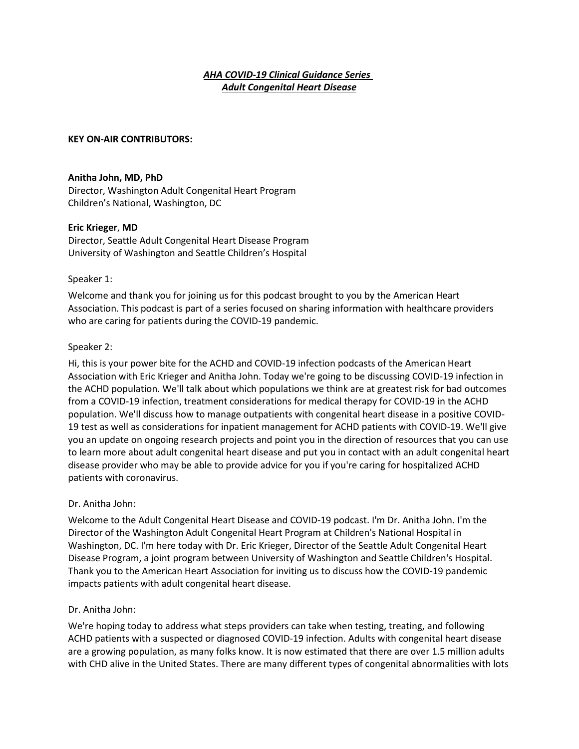***AHA COVID-19 Clinical Guidance Series***
***Adult Congenital Heart Disease***

**KEY ON-AIR CONTRIBUTORS:**

**Anitha John, MD, PhD**
Director, Washington Adult Congenital Heart Program
Children's National, Washington, DC

**Eric Krieger**, **MD**
Director, Seattle Adult Congenital Heart Disease Program
University of Washington and Seattle Children's Hospital

Speaker 1:

Welcome and thank you for joining us for this podcast brought to you by the American Heart Association. This podcast is part of a series focused on sharing information with healthcare providers who are caring for patients during the COVID-19 pandemic.

Speaker 2:

Hi, this is your power bite for the ACHD and COVID-19 infection podcasts of the American Heart Association with Eric Krieger and Anitha John. Today we're going to be discussing COVID-19 infection in the ACHD population. We'll talk about which populations we think are at greatest risk for bad outcomes from a COVID-19 infection, treatment considerations for medical therapy for COVID-19 in the ACHD population. We'll discuss how to manage outpatients with congenital heart disease in a positive COVID-19 test as well as considerations for inpatient management for ACHD patients with COVID-19. We'll give you an update on ongoing research projects and point you in the direction of resources that you can use to learn more about adult congenital heart disease and put you in contact with an adult congenital heart disease provider who may be able to provide advice for you if you're caring for hospitalized ACHD patients with coronavirus.

Dr. Anitha John:

Welcome to the Adult Congenital Heart Disease and COVID-19 podcast. I'm Dr. Anitha John. I'm the Director of the Washington Adult Congenital Heart Program at Children's National Hospital in Washington, DC. I'm here today with Dr. Eric Krieger, Director of the Seattle Adult Congenital Heart Disease Program, a joint program between University of Washington and Seattle Children's Hospital. Thank you to the American Heart Association for inviting us to discuss how the COVID-19 pandemic impacts patients with adult congenital heart disease.

Dr. Anitha John:

We're hoping today to address what steps providers can take when testing, treating, and following ACHD patients with a suspected or diagnosed COVID-19 infection. Adults with congenital heart disease are a growing population, as many folks know. It is now estimated that there are over 1.5 million adults with CHD alive in the United States. There are many different types of congenital abnormalities with lots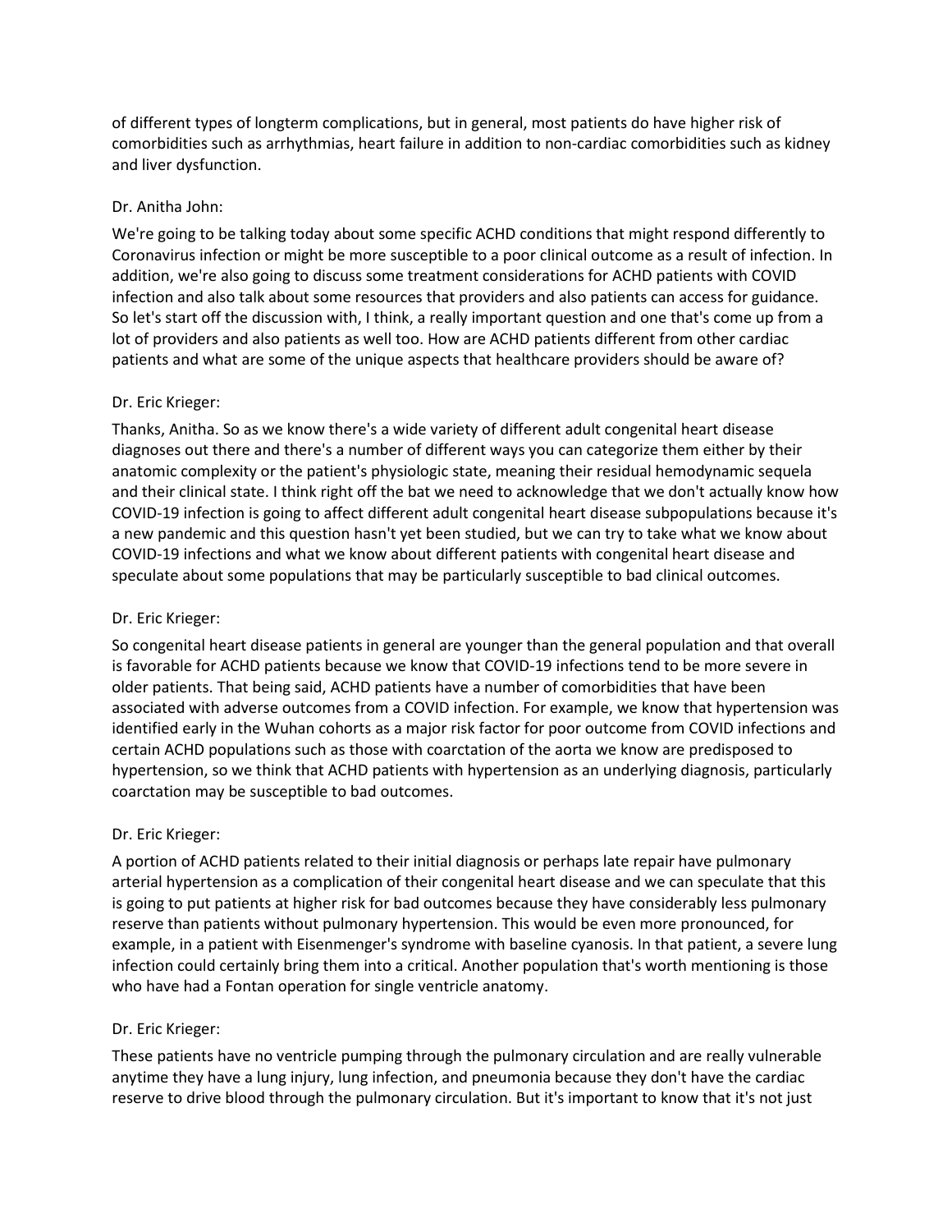of different types of longterm complications, but in general, most patients do have higher risk of comorbidities such as arrhythmias, heart failure in addition to non-cardiac comorbidities such as kidney and liver dysfunction.

Dr. Anitha John:

We're going to be talking today about some specific ACHD conditions that might respond differently to Coronavirus infection or might be more susceptible to a poor clinical outcome as a result of infection. In addition, we're also going to discuss some treatment considerations for ACHD patients with COVID infection and also talk about some resources that providers and also patients can access for guidance. So let's start off the discussion with, I think, a really important question and one that's come up from a lot of providers and also patients as well too. How are ACHD patients different from other cardiac patients and what are some of the unique aspects that healthcare providers should be aware of?

Dr. Eric Krieger:

Thanks, Anitha. So as we know there's a wide variety of different adult congenital heart disease diagnoses out there and there's a number of different ways you can categorize them either by their anatomic complexity or the patient's physiologic state, meaning their residual hemodynamic sequela and their clinical state. I think right off the bat we need to acknowledge that we don't actually know how COVID-19 infection is going to affect different adult congenital heart disease subpopulations because it's a new pandemic and this question hasn't yet been studied, but we can try to take what we know about COVID-19 infections and what we know about different patients with congenital heart disease and speculate about some populations that may be particularly susceptible to bad clinical outcomes.

Dr. Eric Krieger:

So congenital heart disease patients in general are younger than the general population and that overall is favorable for ACHD patients because we know that COVID-19 infections tend to be more severe in older patients. That being said, ACHD patients have a number of comorbidities that have been associated with adverse outcomes from a COVID infection. For example, we know that hypertension was identified early in the Wuhan cohorts as a major risk factor for poor outcome from COVID infections and certain ACHD populations such as those with coarctation of the aorta we know are predisposed to hypertension, so we think that ACHD patients with hypertension as an underlying diagnosis, particularly coarctation may be susceptible to bad outcomes.

Dr. Eric Krieger:

A portion of ACHD patients related to their initial diagnosis or perhaps late repair have pulmonary arterial hypertension as a complication of their congenital heart disease and we can speculate that this is going to put patients at higher risk for bad outcomes because they have considerably less pulmonary reserve than patients without pulmonary hypertension. This would be even more pronounced, for example, in a patient with Eisenmenger's syndrome with baseline cyanosis. In that patient, a severe lung infection could certainly bring them into a critical. Another population that's worth mentioning is those who have had a Fontan operation for single ventricle anatomy.

Dr. Eric Krieger:

These patients have no ventricle pumping through the pulmonary circulation and are really vulnerable anytime they have a lung injury, lung infection, and pneumonia because they don't have the cardiac reserve to drive blood through the pulmonary circulation. But it's important to know that it's not just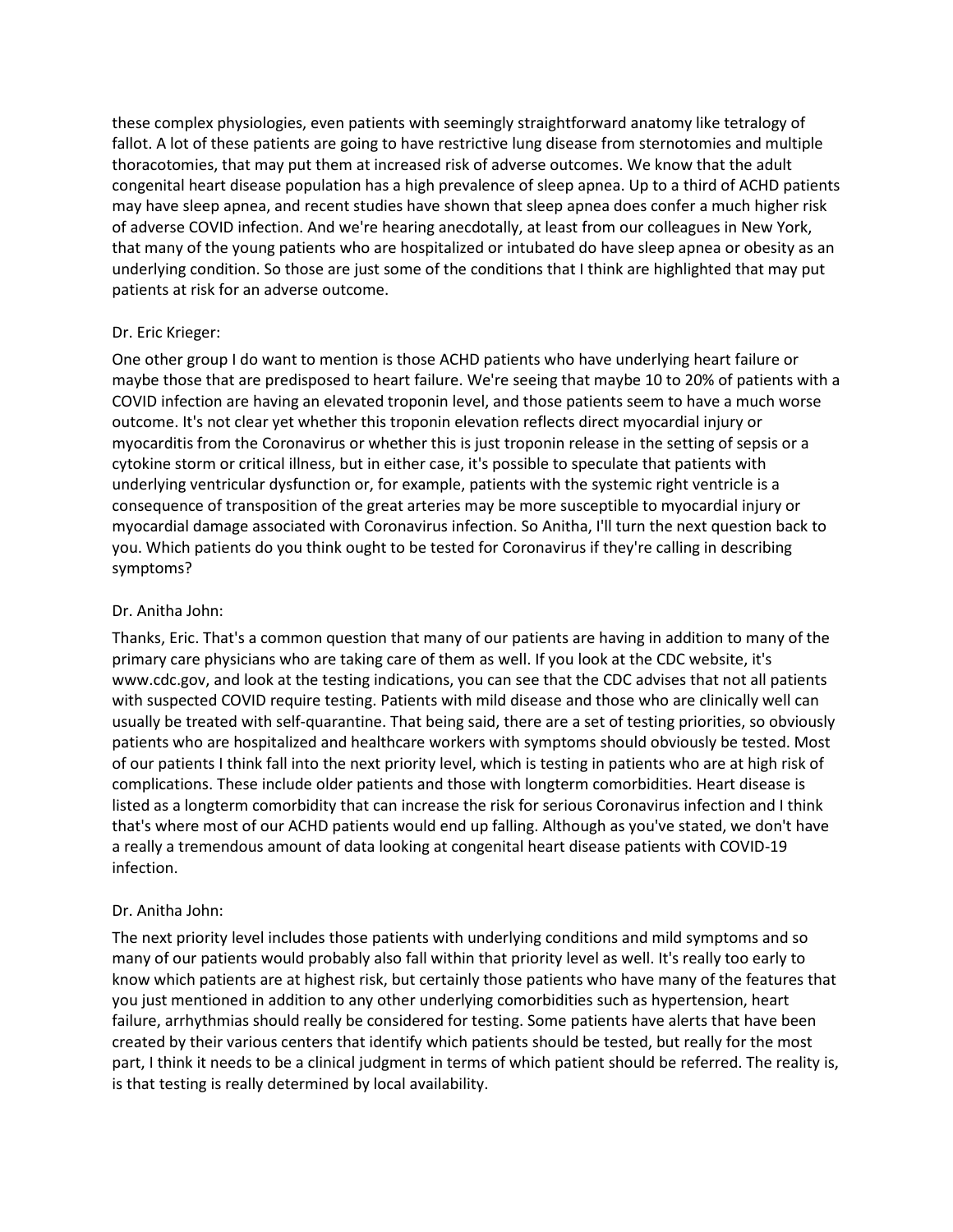these complex physiologies, even patients with seemingly straightforward anatomy like tetralogy of fallot. A lot of these patients are going to have restrictive lung disease from sternotomies and multiple thoracotomies, that may put them at increased risk of adverse outcomes. We know that the adult congenital heart disease population has a high prevalence of sleep apnea. Up to a third of ACHD patients may have sleep apnea, and recent studies have shown that sleep apnea does confer a much higher risk of adverse COVID infection. And we're hearing anecdotally, at least from our colleagues in New York, that many of the young patients who are hospitalized or intubated do have sleep apnea or obesity as an underlying condition. So those are just some of the conditions that I think are highlighted that may put patients at risk for an adverse outcome.

Dr. Eric Krieger:

One other group I do want to mention is those ACHD patients who have underlying heart failure or maybe those that are predisposed to heart failure. We're seeing that maybe 10 to 20% of patients with a COVID infection are having an elevated troponin level, and those patients seem to have a much worse outcome. It's not clear yet whether this troponin elevation reflects direct myocardial injury or myocarditis from the Coronavirus or whether this is just troponin release in the setting of sepsis or a cytokine storm or critical illness, but in either case, it's possible to speculate that patients with underlying ventricular dysfunction or, for example, patients with the systemic right ventricle is a consequence of transposition of the great arteries may be more susceptible to myocardial injury or myocardial damage associated with Coronavirus infection. So Anitha, I'll turn the next question back to you. Which patients do you think ought to be tested for Coronavirus if they're calling in describing symptoms?

Dr. Anitha John:

Thanks, Eric. That's a common question that many of our patients are having in addition to many of the primary care physicians who are taking care of them as well. If you look at the CDC website, it's www.cdc.gov, and look at the testing indications, you can see that the CDC advises that not all patients with suspected COVID require testing. Patients with mild disease and those who are clinically well can usually be treated with self-quarantine. That being said, there are a set of testing priorities, so obviously patients who are hospitalized and healthcare workers with symptoms should obviously be tested. Most of our patients I think fall into the next priority level, which is testing in patients who are at high risk of complications. These include older patients and those with longterm comorbidities. Heart disease is listed as a longterm comorbidity that can increase the risk for serious Coronavirus infection and I think that's where most of our ACHD patients would end up falling. Although as you've stated, we don't have a really a tremendous amount of data looking at congenital heart disease patients with COVID-19 infection.

Dr. Anitha John:

The next priority level includes those patients with underlying conditions and mild symptoms and so many of our patients would probably also fall within that priority level as well. It's really too early to know which patients are at highest risk, but certainly those patients who have many of the features that you just mentioned in addition to any other underlying comorbidities such as hypertension, heart failure, arrhythmias should really be considered for testing. Some patients have alerts that have been created by their various centers that identify which patients should be tested, but really for the most part, I think it needs to be a clinical judgment in terms of which patient should be referred. The reality is, is that testing is really determined by local availability.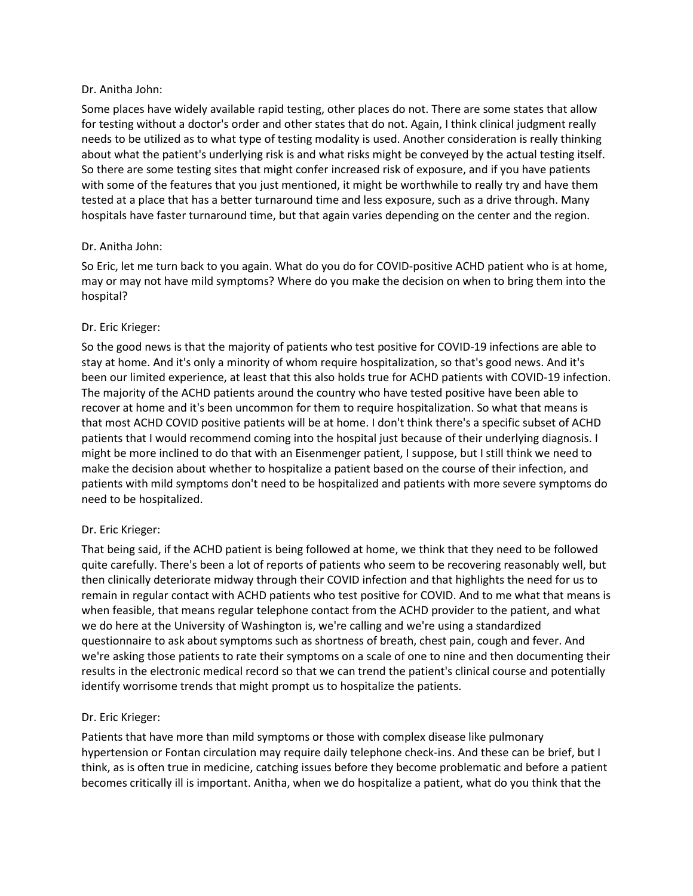Dr. Anitha John:

Some places have widely available rapid testing, other places do not. There are some states that allow for testing without a doctor's order and other states that do not. Again, I think clinical judgment really needs to be utilized as to what type of testing modality is used. Another consideration is really thinking about what the patient's underlying risk is and what risks might be conveyed by the actual testing itself. So there are some testing sites that might confer increased risk of exposure, and if you have patients with some of the features that you just mentioned, it might be worthwhile to really try and have them tested at a place that has a better turnaround time and less exposure, such as a drive through. Many hospitals have faster turnaround time, but that again varies depending on the center and the region.

Dr. Anitha John:

So Eric, let me turn back to you again. What do you do for COVID-positive ACHD patient who is at home, may or may not have mild symptoms? Where do you make the decision on when to bring them into the hospital?

Dr. Eric Krieger:

So the good news is that the majority of patients who test positive for COVID-19 infections are able to stay at home. And it's only a minority of whom require hospitalization, so that's good news. And it's been our limited experience, at least that this also holds true for ACHD patients with COVID-19 infection. The majority of the ACHD patients around the country who have tested positive have been able to recover at home and it's been uncommon for them to require hospitalization. So what that means is that most ACHD COVID positive patients will be at home. I don't think there's a specific subset of ACHD patients that I would recommend coming into the hospital just because of their underlying diagnosis. I might be more inclined to do that with an Eisenmenger patient, I suppose, but I still think we need to make the decision about whether to hospitalize a patient based on the course of their infection, and patients with mild symptoms don't need to be hospitalized and patients with more severe symptoms do need to be hospitalized.

Dr. Eric Krieger:

That being said, if the ACHD patient is being followed at home, we think that they need to be followed quite carefully. There's been a lot of reports of patients who seem to be recovering reasonably well, but then clinically deteriorate midway through their COVID infection and that highlights the need for us to remain in regular contact with ACHD patients who test positive for COVID. And to me what that means is when feasible, that means regular telephone contact from the ACHD provider to the patient, and what we do here at the University of Washington is, we're calling and we're using a standardized questionnaire to ask about symptoms such as shortness of breath, chest pain, cough and fever. And we're asking those patients to rate their symptoms on a scale of one to nine and then documenting their results in the electronic medical record so that we can trend the patient's clinical course and potentially identify worrisome trends that might prompt us to hospitalize the patients.

Dr. Eric Krieger:

Patients that have more than mild symptoms or those with complex disease like pulmonary hypertension or Fontan circulation may require daily telephone check-ins. And these can be brief, but I think, as is often true in medicine, catching issues before they become problematic and before a patient becomes critically ill is important. Anitha, when we do hospitalize a patient, what do you think that the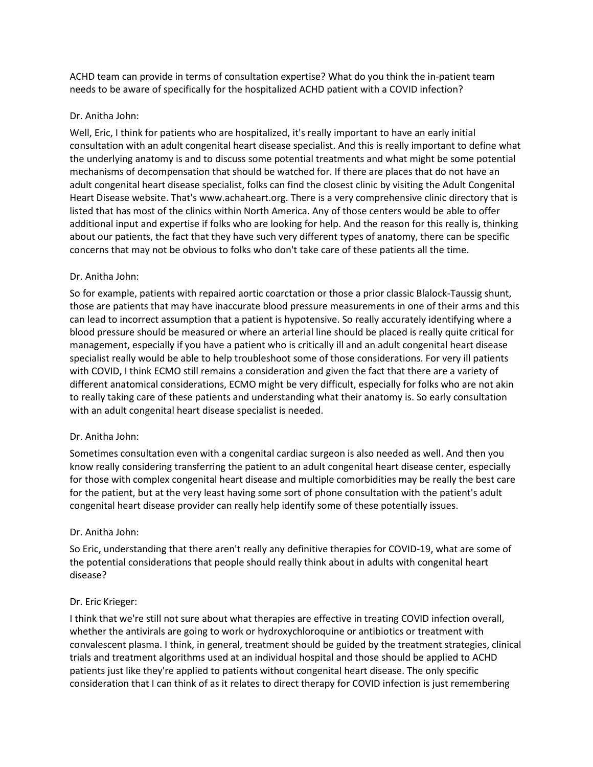ACHD team can provide in terms of consultation expertise? What do you think the in-patient team needs to be aware of specifically for the hospitalized ACHD patient with a COVID infection?

Dr. Anitha John:

Well, Eric, I think for patients who are hospitalized, it's really important to have an early initial consultation with an adult congenital heart disease specialist. And this is really important to define what the underlying anatomy is and to discuss some potential treatments and what might be some potential mechanisms of decompensation that should be watched for. If there are places that do not have an adult congenital heart disease specialist, folks can find the closest clinic by visiting the Adult Congenital Heart Disease website. That's www.achaheart.org. There is a very comprehensive clinic directory that is listed that has most of the clinics within North America. Any of those centers would be able to offer additional input and expertise if folks who are looking for help. And the reason for this really is, thinking about our patients, the fact that they have such very different types of anatomy, there can be specific concerns that may not be obvious to folks who don't take care of these patients all the time.

Dr. Anitha John:

So for example, patients with repaired aortic coarctation or those a prior classic Blalock-Taussig shunt, those are patients that may have inaccurate blood pressure measurements in one of their arms and this can lead to incorrect assumption that a patient is hypotensive. So really accurately identifying where a blood pressure should be measured or where an arterial line should be placed is really quite critical for management, especially if you have a patient who is critically ill and an adult congenital heart disease specialist really would be able to help troubleshoot some of those considerations. For very ill patients with COVID, I think ECMO still remains a consideration and given the fact that there are a variety of different anatomical considerations, ECMO might be very difficult, especially for folks who are not akin to really taking care of these patients and understanding what their anatomy is. So early consultation with an adult congenital heart disease specialist is needed.

Dr. Anitha John:

Sometimes consultation even with a congenital cardiac surgeon is also needed as well. And then you know really considering transferring the patient to an adult congenital heart disease center, especially for those with complex congenital heart disease and multiple comorbidities may be really the best care for the patient, but at the very least having some sort of phone consultation with the patient's adult congenital heart disease provider can really help identify some of these potentially issues.

Dr. Anitha John:

So Eric, understanding that there aren't really any definitive therapies for COVID-19, what are some of the potential considerations that people should really think about in adults with congenital heart disease?

Dr. Eric Krieger:

I think that we're still not sure about what therapies are effective in treating COVID infection overall, whether the antivirals are going to work or hydroxychloroquine or antibiotics or treatment with convalescent plasma. I think, in general, treatment should be guided by the treatment strategies, clinical trials and treatment algorithms used at an individual hospital and those should be applied to ACHD patients just like they're applied to patients without congenital heart disease. The only specific consideration that I can think of as it relates to direct therapy for COVID infection is just remembering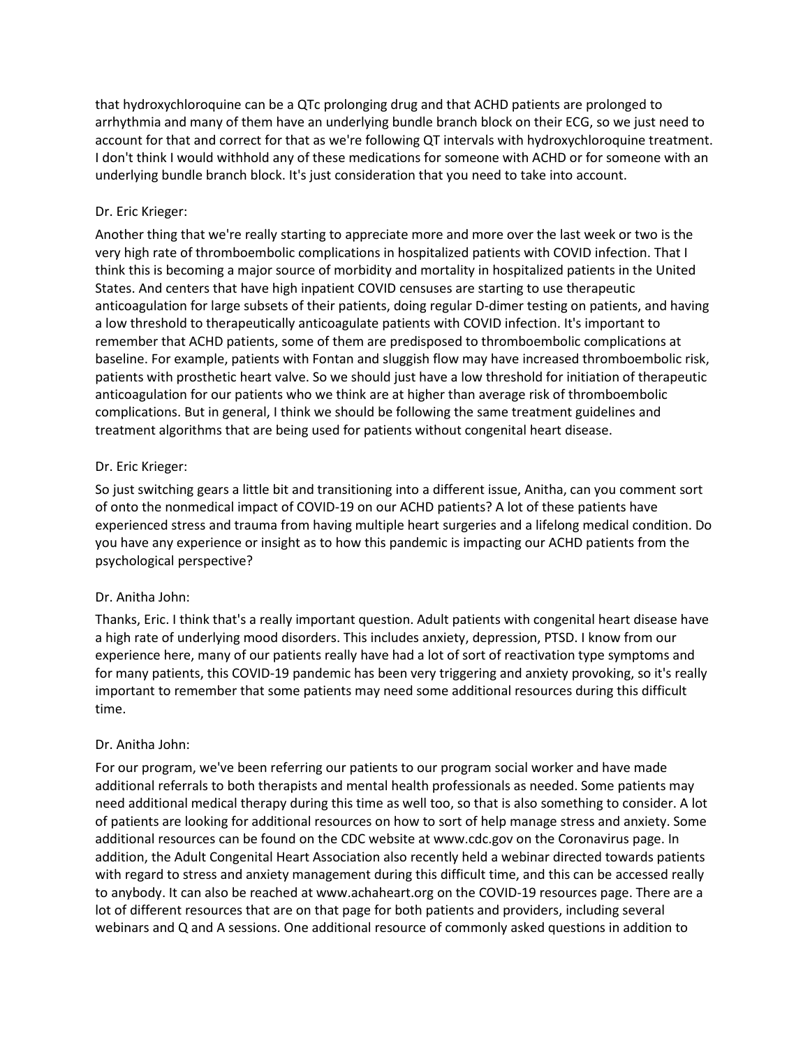that hydroxychloroquine can be a QTc prolonging drug and that ACHD patients are prolonged to arrhythmia and many of them have an underlying bundle branch block on their ECG, so we just need to account for that and correct for that as we're following QT intervals with hydroxychloroquine treatment. I don't think I would withhold any of these medications for someone with ACHD or for someone with an underlying bundle branch block. It's just consideration that you need to take into account.

Dr. Eric Krieger:

Another thing that we're really starting to appreciate more and more over the last week or two is the very high rate of thromboembolic complications in hospitalized patients with COVID infection. That I think this is becoming a major source of morbidity and mortality in hospitalized patients in the United States. And centers that have high inpatient COVID censuses are starting to use therapeutic anticoagulation for large subsets of their patients, doing regular D-dimer testing on patients, and having a low threshold to therapeutically anticoagulate patients with COVID infection. It's important to remember that ACHD patients, some of them are predisposed to thromboembolic complications at baseline. For example, patients with Fontan and sluggish flow may have increased thromboembolic risk, patients with prosthetic heart valve. So we should just have a low threshold for initiation of therapeutic anticoagulation for our patients who we think are at higher than average risk of thromboembolic complications. But in general, I think we should be following the same treatment guidelines and treatment algorithms that are being used for patients without congenital heart disease.

Dr. Eric Krieger:

So just switching gears a little bit and transitioning into a different issue, Anitha, can you comment sort of onto the nonmedical impact of COVID-19 on our ACHD patients? A lot of these patients have experienced stress and trauma from having multiple heart surgeries and a lifelong medical condition. Do you have any experience or insight as to how this pandemic is impacting our ACHD patients from the psychological perspective?

Dr. Anitha John:

Thanks, Eric. I think that's a really important question. Adult patients with congenital heart disease have a high rate of underlying mood disorders. This includes anxiety, depression, PTSD. I know from our experience here, many of our patients really have had a lot of sort of reactivation type symptoms and for many patients, this COVID-19 pandemic has been very triggering and anxiety provoking, so it's really important to remember that some patients may need some additional resources during this difficult time.

Dr. Anitha John:

For our program, we've been referring our patients to our program social worker and have made additional referrals to both therapists and mental health professionals as needed. Some patients may need additional medical therapy during this time as well too, so that is also something to consider. A lot of patients are looking for additional resources on how to sort of help manage stress and anxiety. Some additional resources can be found on the CDC website at www.cdc.gov on the Coronavirus page. In addition, the Adult Congenital Heart Association also recently held a webinar directed towards patients with regard to stress and anxiety management during this difficult time, and this can be accessed really to anybody. It can also be reached at www.achaheart.org on the COVID-19 resources page. There are a lot of different resources that are on that page for both patients and providers, including several webinars and Q and A sessions. One additional resource of commonly asked questions in addition to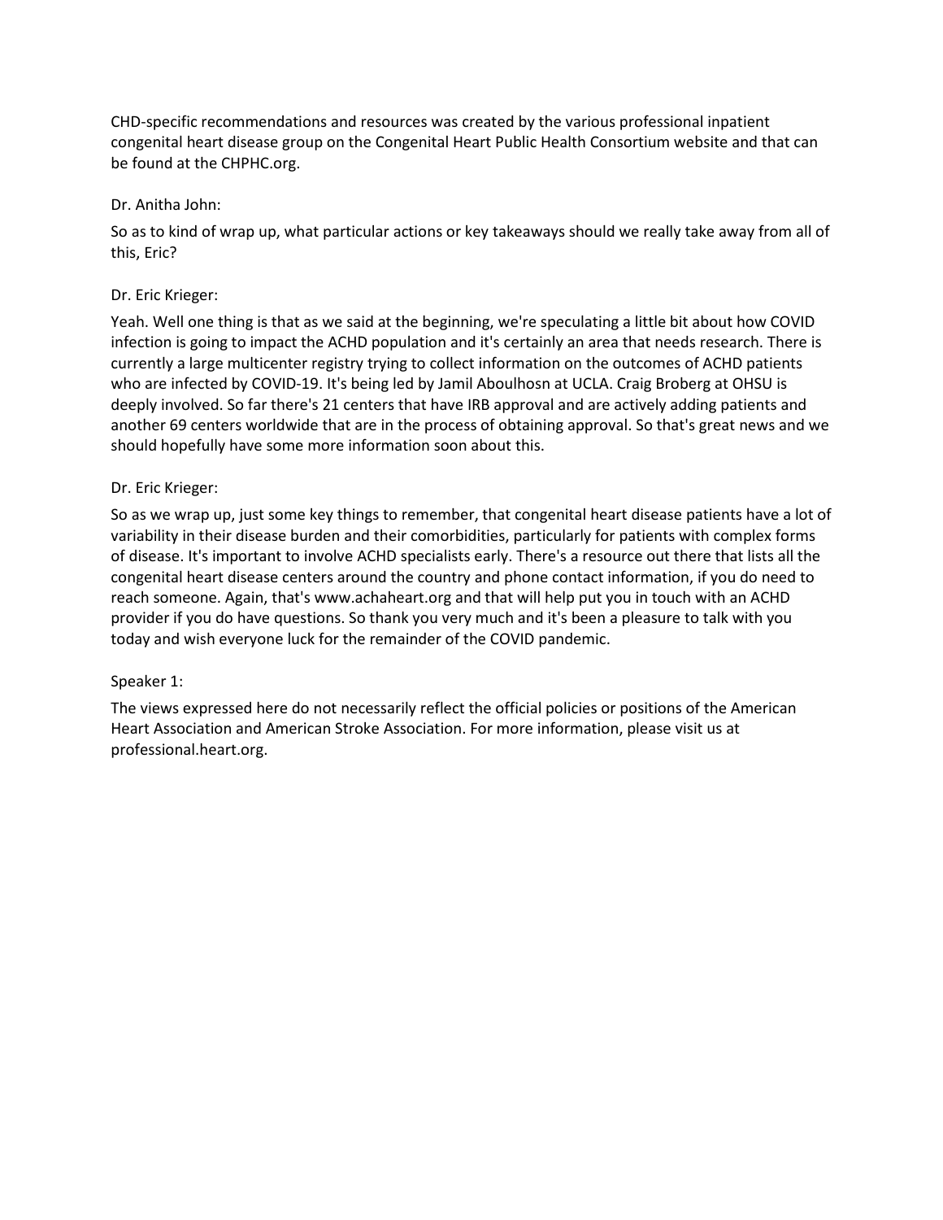CHD-specific recommendations and resources was created by the various professional inpatient congenital heart disease group on the Congenital Heart Public Health Consortium website and that can be found at the CHPHC.org.

Dr. Anitha John:

So as to kind of wrap up, what particular actions or key takeaways should we really take away from all of this, Eric?

Dr. Eric Krieger:

Yeah. Well one thing is that as we said at the beginning, we're speculating a little bit about how COVID infection is going to impact the ACHD population and it's certainly an area that needs research. There is currently a large multicenter registry trying to collect information on the outcomes of ACHD patients who are infected by COVID-19. It's being led by Jamil Aboulhosn at UCLA. Craig Broberg at OHSU is deeply involved. So far there's 21 centers that have IRB approval and are actively adding patients and another 69 centers worldwide that are in the process of obtaining approval. So that's great news and we should hopefully have some more information soon about this.

Dr. Eric Krieger:

So as we wrap up, just some key things to remember, that congenital heart disease patients have a lot of variability in their disease burden and their comorbidities, particularly for patients with complex forms of disease. It's important to involve ACHD specialists early. There's a resource out there that lists all the congenital heart disease centers around the country and phone contact information, if you do need to reach someone. Again, that's www.achaheart.org and that will help put you in touch with an ACHD provider if you do have questions. So thank you very much and it's been a pleasure to talk with you today and wish everyone luck for the remainder of the COVID pandemic.

Speaker 1:

The views expressed here do not necessarily reflect the official policies or positions of the American Heart Association and American Stroke Association. For more information, please visit us at professional.heart.org.